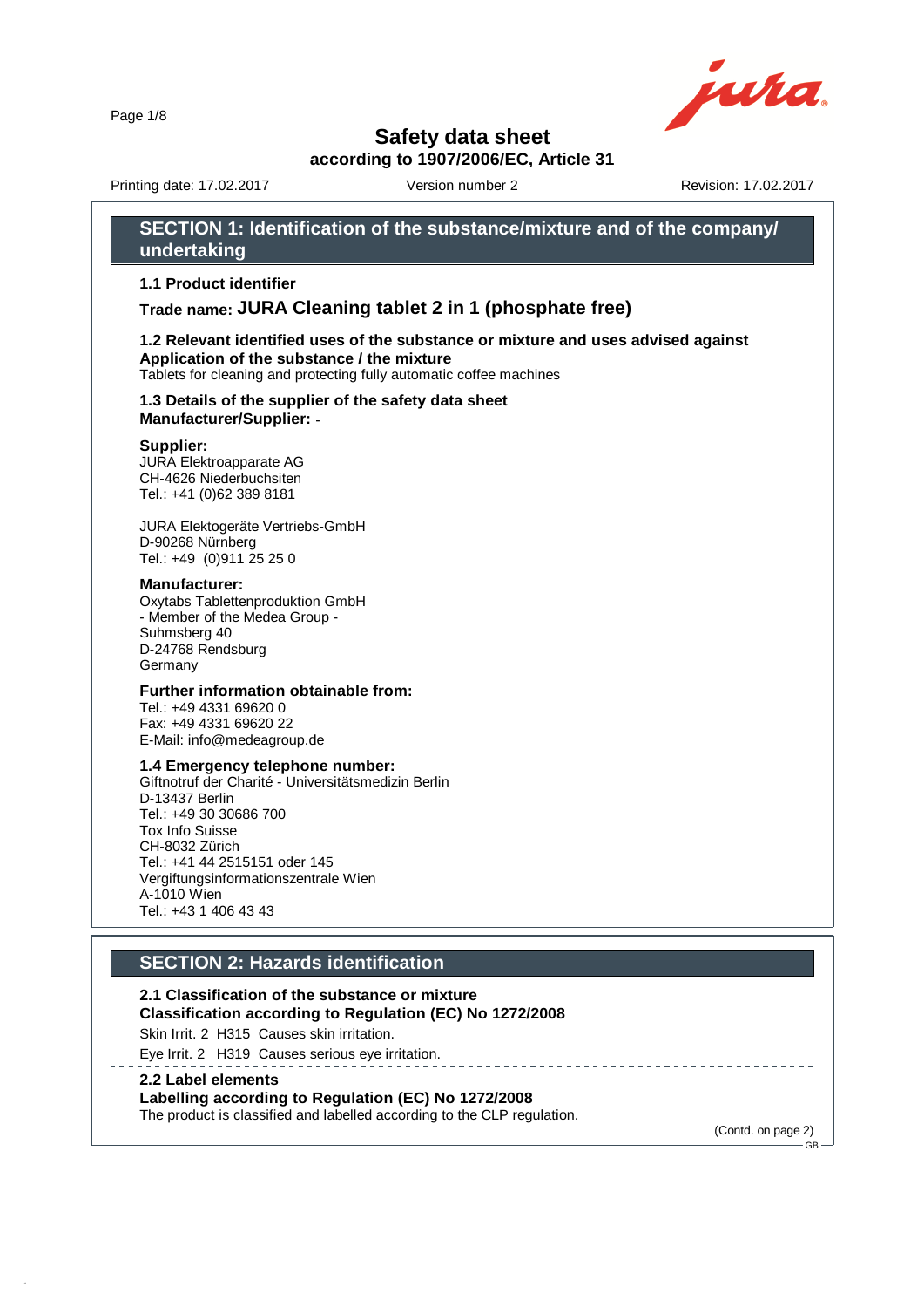# Safety data sheet

**according to 1907/2006/EC, Article 31**

Printing date: 17.02.2017 Version number 2 Revision: 17.02.2017

## SECTION 1: Identification of the substance/mixture and of the company/ undertaking

### 1.1 Product identifier

**Trade name: JURA Cleaning tablet 2 in 1 (phosphate free)**

### 1.2 Relevant identified uses of the substance or mixture and uses advised against

**Application of the substance / the mixture**
Tablets for cleaning and protecting fully automatic coffee machines

### 1.3 Details of the supplier of the safety data sheet

**Manufacturer/Supplier:** -

**Supplier:**
JURA Elektroapparate AG
CH-4626 Niederbuchsiten
Tel.: +41 (0)62 389 8181

JURA Elektogeräte Vertriebs-GmbH
D-90268 Nürnberg
Tel.: +49 (0)911 25 25 0

**Manufacturer:**
Oxytabs Tablettenproduktion GmbH
- Member of the Medea Group -
Suhmsberg 40
D-24768 Rendsburg
Germany

**Further information obtainable from:**
Tel.: +49 4331 69620 0
Fax: +49 4331 69620 22
E-Mail: info@medeagroup.de

### 1.4 Emergency telephone number:

Giftnotruf der Charité - Universitätsmedizin Berlin
D-13437 Berlin
Tel.: +49 30 30686 700
Tox Info Suisse
CH-8032 Zürich
Tel.: +41 44 2515151 oder 145
Vergiftungsinformationszentrale Wien
A-1010 Wien
Tel.: +43 1 406 43 43

## SECTION 2: Hazards identification

### 2.1 Classification of the substance or mixture

**Classification according to Regulation (EC) No 1272/2008**

Skin Irrit. 2 H315 Causes skin irritation.

Eye Irrit. 2 H319 Causes serious eye irritation.

### 2.2 Label elements

**Labelling according to Regulation (EC) No 1272/2008**
The product is classified and labelled according to the CLP regulation.

(Contd. on page 2)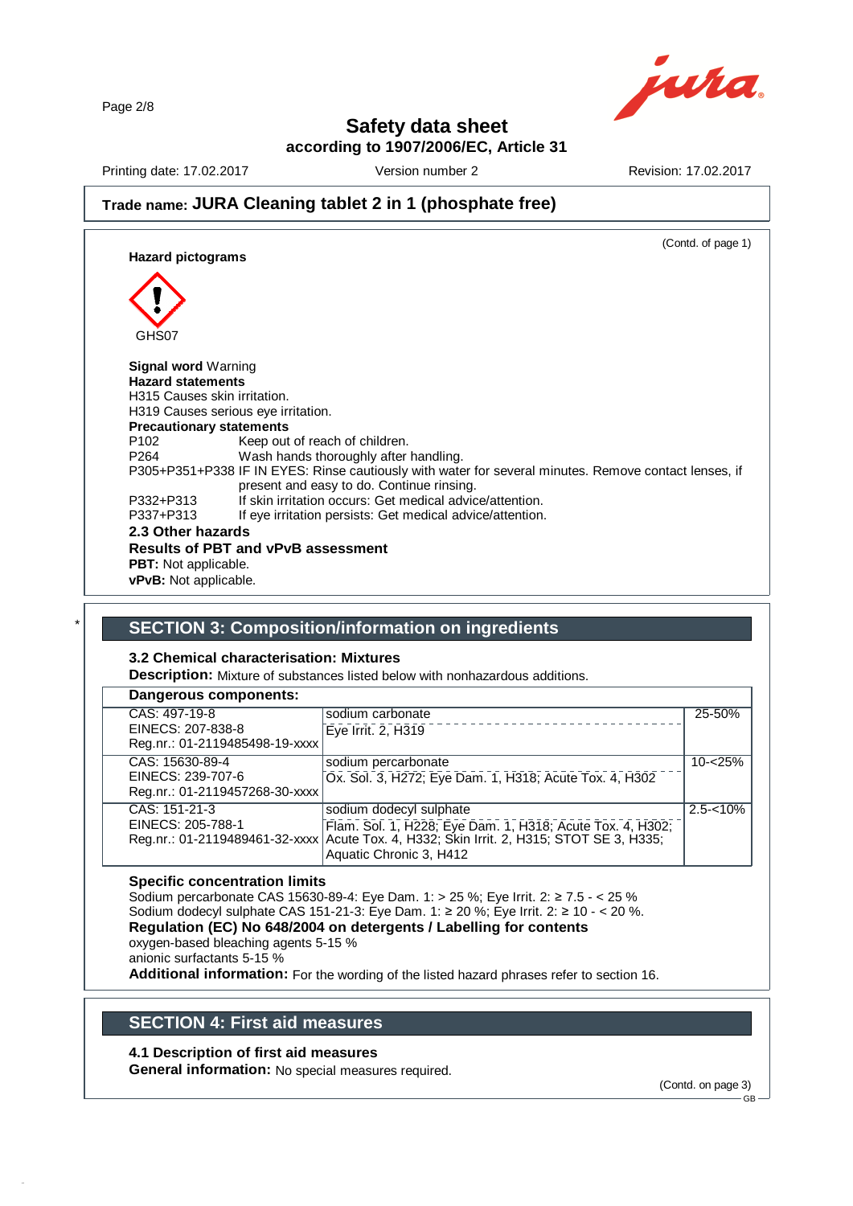(Contd. of page 1)

**Hazard pictograms**

GHS07

**Signal word** Warning

**Hazard statements**

H315 Causes skin irritation.

H319 Causes serious eye irritation.

**Precautionary statements**

P102 Keep out of reach of children.

P264 Wash hands thoroughly after handling.

P305+P351+P338 IF IN EYES: Rinse cautiously with water for several minutes. Remove contact lenses, if present and easy to do. Continue rinsing.

P332+P313 If skin irritation occurs: Get medical advice/attention.

P337+P313 If eye irritation persists: Get medical advice/attention.

**2.3 Other hazards**

**Results of PBT and vPvB assessment**

**PBT:** Not applicable.

**vPvB:** Not applicable.

## SECTION 3: Composition/information on ingredients

**3.2 Chemical characterisation: Mixtures**

**Description:** Mixture of substances listed below with nonhazardous additions.

| Dangerous components: | | |
|---|---|---|
| CAS: 497-19-8<br>EINECS: 207-838-8<br>Reg.nr.: 01-2119485498-19-xxxx | sodium carbonate<br>Eye Irrit. 2, H319 | 25-50% |
| CAS: 15630-89-4<br>EINECS: 239-707-6<br>Reg.nr.: 01-2119457268-30-xxxx | sodium percarbonate<br>Ox. Sol. 3, H272; Eye Dam. 1, H318; Acute Tox. 4, H302 | 10-<25% |
| CAS: 151-21-3<br>EINECS: 205-788-1<br>Reg.nr.: 01-2119489461-32-xxxx | sodium dodecyl sulphate<br>Flam. Sol. 1, H228; Eye Dam. 1, H318; Acute Tox. 4, H302; Acute Tox. 4, H332; Skin Irrit. 2, H315; STOT SE 3, H335; Aquatic Chronic 3, H412 | 2.5-<10% |

**Specific concentration limits**

Sodium percarbonate CAS 15630-89-4: Eye Dam. 1: > 25 %; Eye Irrit. 2: ≥ 7.5 - < 25 %

Sodium dodecyl sulphate CAS 151-21-3: Eye Dam. 1: ≥ 20 %; Eye Irrit. 2: ≥ 10 - < 20 %.

**Regulation (EC) No 648/2004 on detergents / Labelling for contents**

oxygen-based bleaching agents 5-15 %

anionic surfactants 5-15 %

**Additional information:** For the wording of the listed hazard phrases refer to section 16.

## SECTION 4: First aid measures

**4.1 Description of first aid measures**

**General information:** No special measures required.

(Contd. on page 3)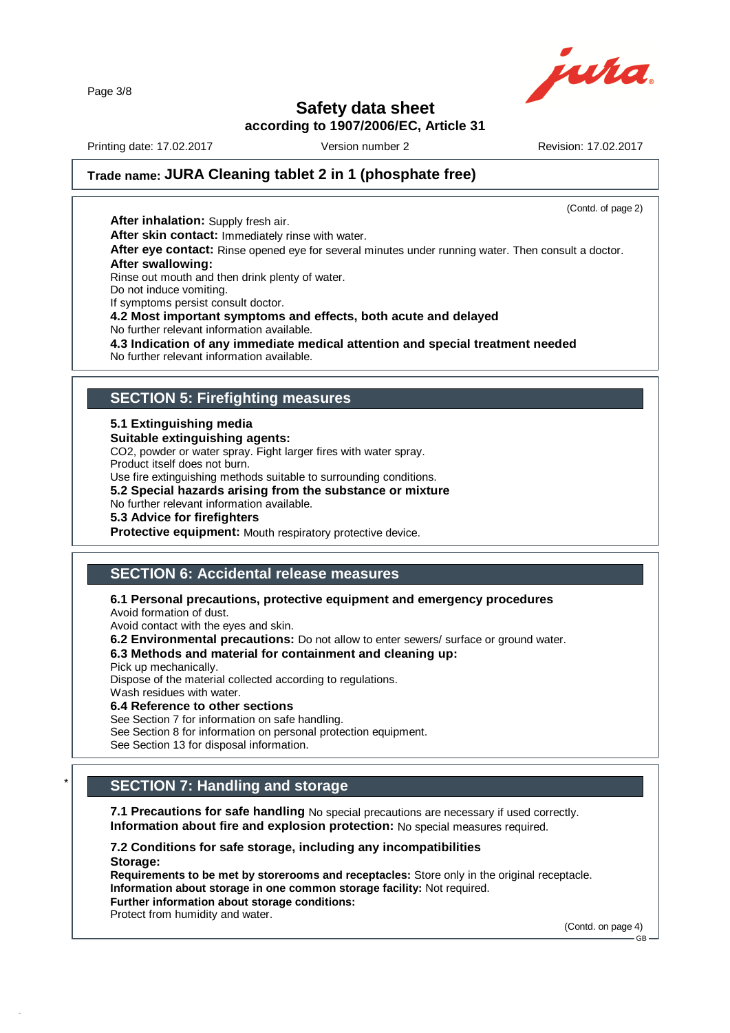# Safety data sheet
**according to 1907/2006/EC, Article 31**

Printing date: 17.02.2017 Version number 2 Revision: 17.02.2017

## Trade name: JURA Cleaning tablet 2 in 1 (phosphate free)

(Contd. of page 2)

**After inhalation:** Supply fresh air.
**After skin contact:** Immediately rinse with water.
**After eye contact:** Rinse opened eye for several minutes under running water. Then consult a doctor.
**After swallowing:**
Rinse out mouth and then drink plenty of water.
Do not induce vomiting.
If symptoms persist consult doctor.

**4.2 Most important symptoms and effects, both acute and delayed**
No further relevant information available.

**4.3 Indication of any immediate medical attention and special treatment needed**
No further relevant information available.

## SECTION 5: Firefighting measures

**5.1 Extinguishing media**
**Suitable extinguishing agents:**
$CO_2$, powder or water spray. Fight larger fires with water spray.
Product itself does not burn.
Use fire extinguishing methods suitable to surrounding conditions.

**5.2 Special hazards arising from the substance or mixture**
No further relevant information available.

**5.3 Advice for firefighters**
**Protective equipment:** Mouth respiratory protective device.

## SECTION 6: Accidental release measures

**6.1 Personal precautions, protective equipment and emergency procedures**
Avoid formation of dust.
Avoid contact with the eyes and skin.

**6.2 Environmental precautions:** Do not allow to enter sewers/ surface or ground water.

**6.3 Methods and material for containment and cleaning up:**
Pick up mechanically.
Dispose of the material collected according to regulations.
Wash residues with water.

**6.4 Reference to other sections**
See Section 7 for information on safe handling.
See Section 8 for information on personal protection equipment.
See Section 13 for disposal information.

## * SECTION 7: Handling and storage

**7.1 Precautions for safe handling** No special precautions are necessary if used correctly.
**Information about fire and explosion protection:** No special measures required.

**7.2 Conditions for safe storage, including any incompatibilities**
**Storage:**
**Requirements to be met by storerooms and receptacles:** Store only in the original receptacle.
**Information about storage in one common storage facility:** Not required.
**Further information about storage conditions:**
Protect from humidity and water.

(Contd. on page 4)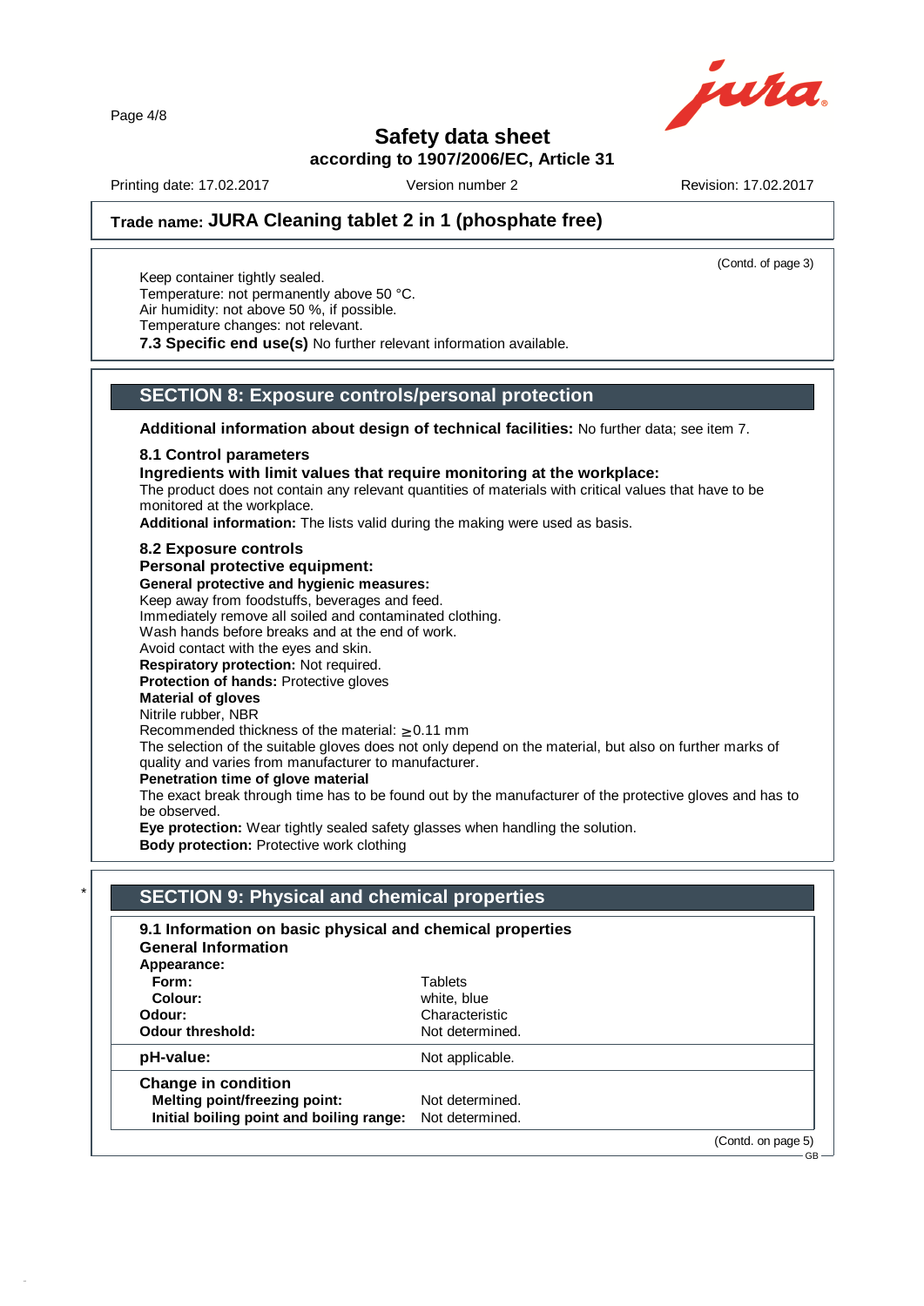**Trade name: JURA Cleaning tablet 2 in 1 (phosphate free)**

(Contd. of page 3)

Keep container tightly sealed.
Temperature: not permanently above 50 °C.
Air humidity: not above 50 %, if possible.
Temperature changes: not relevant.
**7.3 Specific end use(s)** No further relevant information available.

## SECTION 8: Exposure controls/personal protection

**Additional information about design of technical facilities:** No further data; see item 7.

**8.1 Control parameters**
**Ingredients with limit values that require monitoring at the workplace:**
The product does not contain any relevant quantities of materials with critical values that have to be monitored at the workplace.
**Additional information:** The lists valid during the making were used as basis.

**8.2 Exposure controls**
**Personal protective equipment:**
**General protective and hygienic measures:**
Keep away from foodstuffs, beverages and feed.
Immediately remove all soiled and contaminated clothing.
Wash hands before breaks and at the end of work.
Avoid contact with the eyes and skin.
**Respiratory protection:** Not required.
**Protection of hands:** Protective gloves
**Material of gloves**
Nitrile rubber, NBR
Recommended thickness of the material: $\geq$0.11 mm
The selection of the suitable gloves does not only depend on the material, but also on further marks of quality and varies from manufacturer to manufacturer.
**Penetration time of glove material**
The exact break through time has to be found out by the manufacturer of the protective gloves and has to be observed.
**Eye protection:** Wear tightly sealed safety glasses when handling the solution.
**Body protection:** Protective work clothing

\* 

## SECTION 9: Physical and chemical properties

**9.1 Information on basic physical and chemical properties**
**General Information**

| | |
|---|---|
| **Appearance:** | |
| **Form:** | Tablets |
| **Colour:** | white, blue |
| **Odour:** | Characteristic |
| **Odour threshold:** | Not determined. |
| **pH-value:** | Not applicable. |
| **Change in condition** | |
| **Melting point/freezing point:** | Not determined. |
| **Initial boiling point and boiling range:** | Not determined. |

(Contd. on page 5)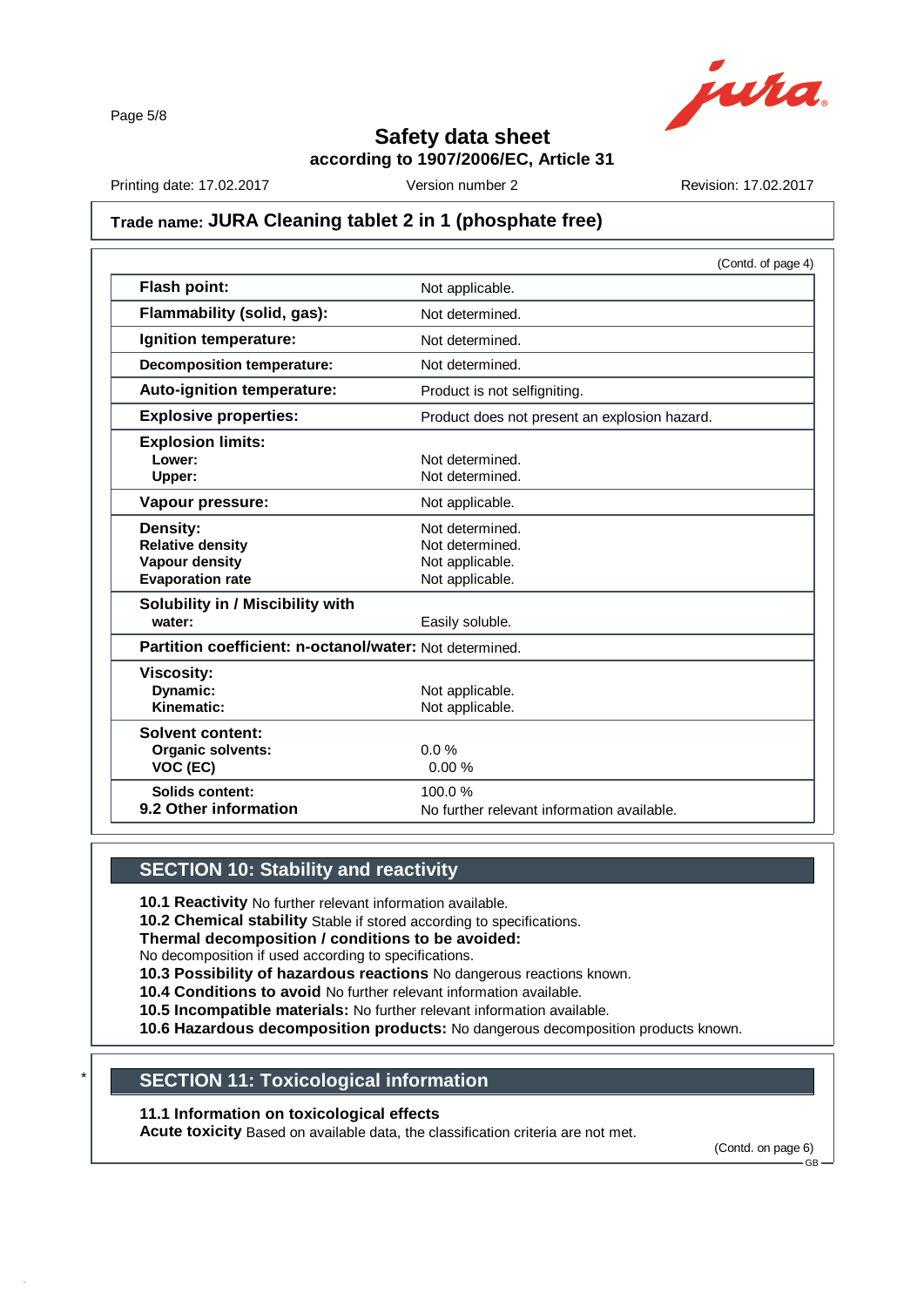# Safety data sheet
**according to 1907/2006/EC, Article 31**

Printing date: 17.02.2017 | Version number 2 | Revision: 17.02.2017

## Trade name: JURA Cleaning tablet 2 in 1 (phosphate free)

(Contd. of page 4)

| | |
|---|---|
| **Flash point:** | Not applicable. |
| **Flammability (solid, gas):** | Not determined. |
| **Ignition temperature:** | Not determined. |
| **Decomposition temperature:** | Not determined. |
| **Auto-ignition temperature:** | Product is not selfigniting. |
| **Explosive properties:** | Product does not present an explosion hazard. |
| **Explosion limits:** | |
| **Lower:** | Not determined. |
| **Upper:** | Not determined. |
| **Vapour pressure:** | Not applicable. |
| **Density:** | Not determined. |
| **Relative density** | Not determined. |
| **Vapour density** | Not applicable. |
| **Evaporation rate** | Not applicable. |
| **Solubility in / Miscibility with** | |
| **water:** | Easily soluble. |
| **Partition coefficient: n-octanol/water:** | Not determined. |
| **Viscosity:** | |
| **Dynamic:** | Not applicable. |
| **Kinematic:** | Not applicable. |
| **Solvent content:** | |
| **Organic solvents:** | 0.0 % |
| **VOC (EC)** | 0.00 % |
| **Solids content:** | 100.0 % |
| **9.2 Other information** | No further relevant information available. |

## SECTION 10: Stability and reactivity

**10.1 Reactivity** No further relevant information available.
**10.2 Chemical stability** Stable if stored according to specifications.
**Thermal decomposition / conditions to be avoided:**
No decomposition if used according to specifications.
**10.3 Possibility of hazardous reactions** No dangerous reactions known.
**10.4 Conditions to avoid** No further relevant information available.
**10.5 Incompatible materials:** No further relevant information available.
**10.6 Hazardous decomposition products:** No dangerous decomposition products known.

## * SECTION 11: Toxicological information

**11.1 Information on toxicological effects**
**Acute toxicity** Based on available data, the classification criteria are not met.

(Contd. on page 6)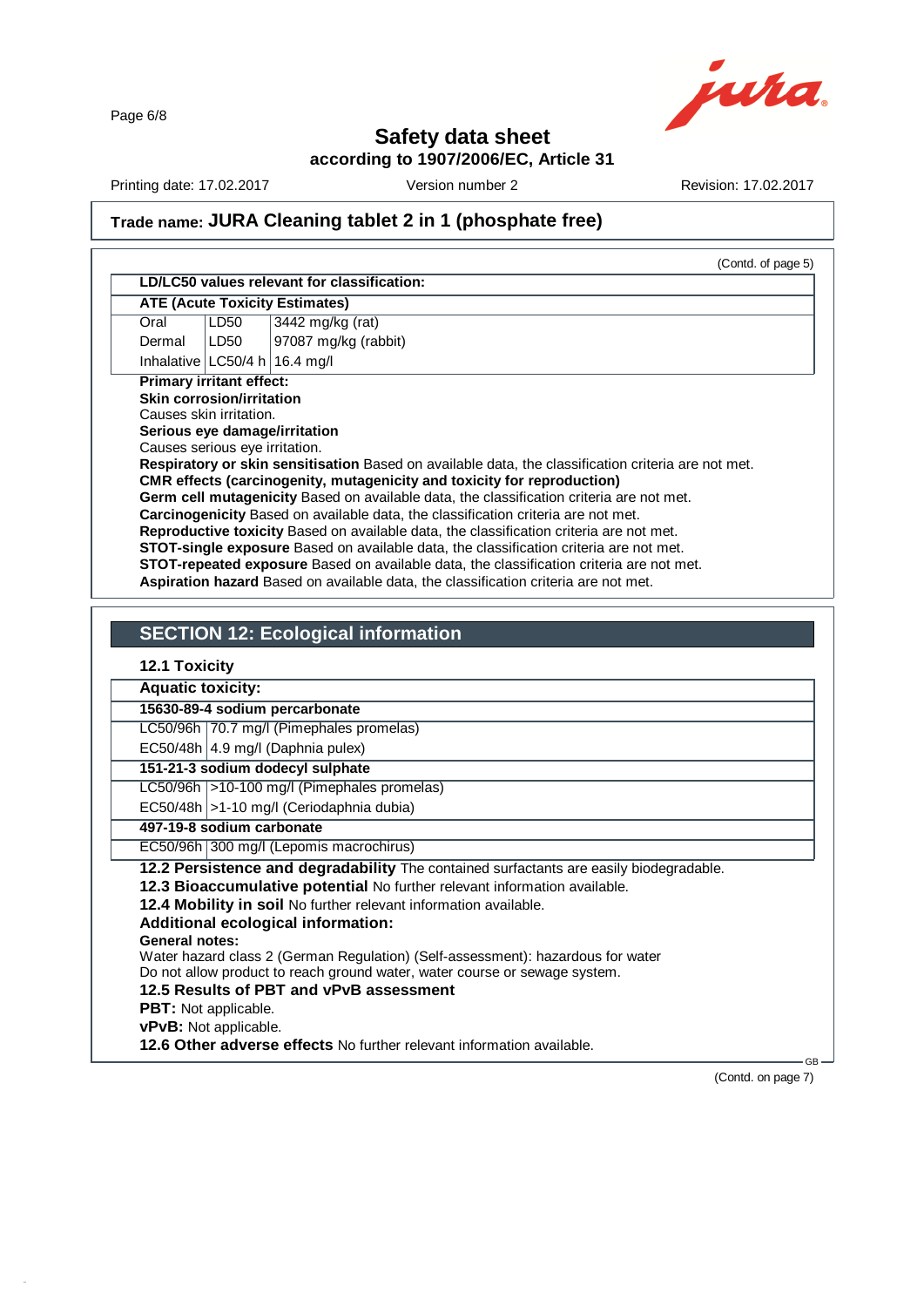# Safety data sheet

**according to 1907/2006/EC, Article 31**

Printing date: 17.02.2017 Version number 2 Revision: 17.02.2017

## Trade name: JURA Cleaning tablet 2 in 1 (phosphate free)

(Contd. of page 5)

| **LD/LC50 values relevant for classification:** | | |
|---|---|---|
| **ATE (Acute Toxicity Estimates)** | | |
| Oral | LD50 | 3442 mg/kg (rat) |
| Dermal | LD50 | 97087 mg/kg (rabbit) |
| Inhalative | LC50/4 h | 16.4 mg/l |

**Primary irritant effect:**

**Skin corrosion/irritation**

Causes skin irritation.

**Serious eye damage/irritation**

Causes serious eye irritation.

**Respiratory or skin sensitisation** Based on available data, the classification criteria are not met.

**CMR effects (carcinogenity, mutagenicity and toxicity for reproduction)**

**Germ cell mutagenicity** Based on available data, the classification criteria are not met.

**Carcinogenicity** Based on available data, the classification criteria are not met.

**Reproductive toxicity** Based on available data, the classification criteria are not met.

**STOT-single exposure** Based on available data, the classification criteria are not met.

**STOT-repeated exposure** Based on available data, the classification criteria are not met.

**Aspiration hazard** Based on available data, the classification criteria are not met.

## SECTION 12: Ecological information

### 12.1 Toxicity

| **Aquatic toxicity:** | |
|---|---|
| **15630-89-4 sodium percarbonate** | |
| LC50/96h | 70.7 mg/l (Pimephales promelas) |
| EC50/48h | 4.9 mg/l (Daphnia pulex) |
| **151-21-3 sodium dodecyl sulphate** | |
| LC50/96h | >10-100 mg/l (Pimephales promelas) |
| EC50/48h | >1-10 mg/l (Ceriodaphnia dubia) |
| **497-19-8 sodium carbonate** | |
| EC50/96h | 300 mg/l (Lepomis macrochirus) |

**12.2 Persistence and degradability** The contained surfactants are easily biodegradable.

**12.3 Bioaccumulative potential** No further relevant information available.

**12.4 Mobility in soil** No further relevant information available.

**Additional ecological information:**

**General notes:**

Water hazard class 2 (German Regulation) (Self-assessment): hazardous for water

Do not allow product to reach ground water, water course or sewage system.

**12.5 Results of PBT and vPvB assessment**

**PBT:** Not applicable.

**vPvB:** Not applicable.

**12.6 Other adverse effects** No further relevant information available.

(Contd. on page 7)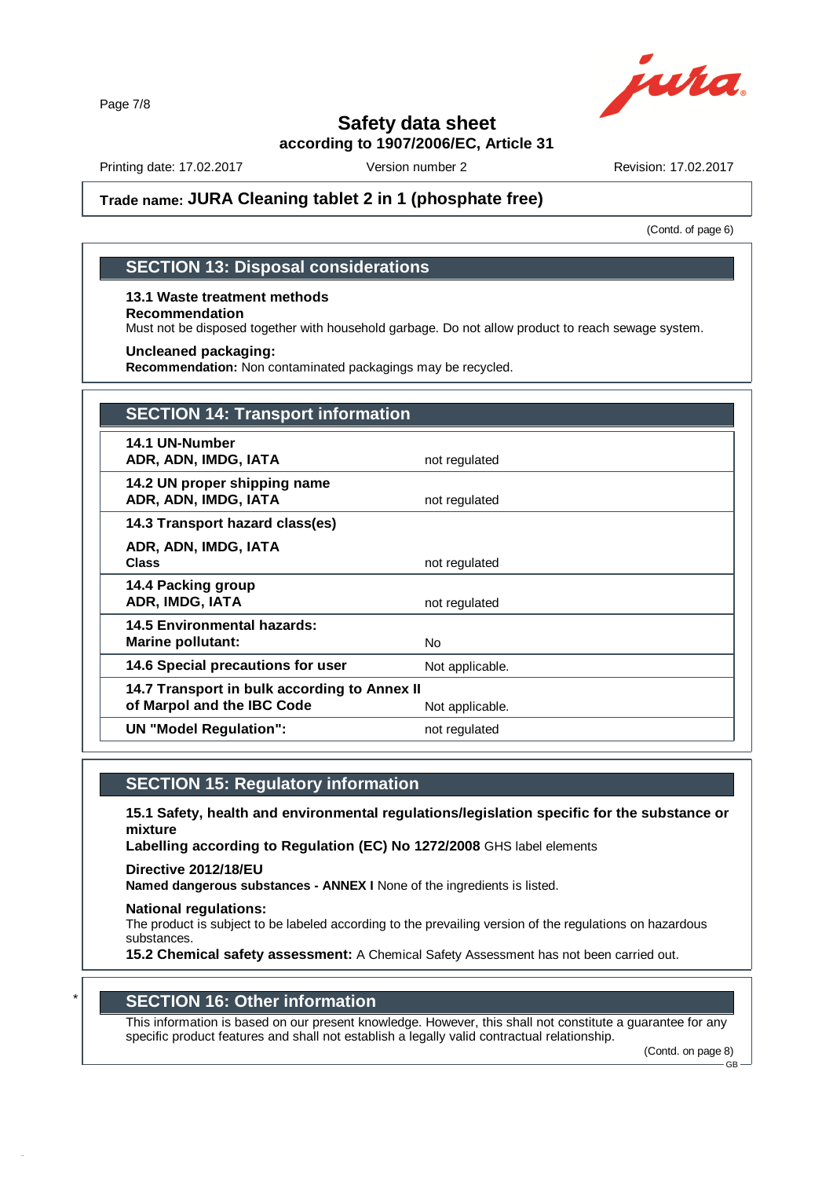## Safety data sheet
### according to 1907/2006/EC, Article 31

Printing date: 17.02.2017 Version number 2 Revision: 17.02.2017

**Trade name: JURA Cleaning tablet 2 in 1 (phosphate free)**

(Contd. of page 6)

## SECTION 13: Disposal considerations

**13.1 Waste treatment methods**
**Recommendation**
Must not be disposed together with household garbage. Do not allow product to reach sewage system.

**Uncleaned packaging:**
**Recommendation:** Non contaminated packagings may be recycled.

## SECTION 14: Transport information

| | |
|---|---|
| **14.1 UN-Number**<br>**ADR, ADN, IMDG, IATA** | not regulated |
| **14.2 UN proper shipping name**<br>**ADR, ADN, IMDG, IATA** | not regulated |
| **14.3 Transport hazard class(es)**<br>**ADR, ADN, IMDG, IATA**<br>**Class** | not regulated |
| **14.4 Packing group**<br>**ADR, IMDG, IATA** | not regulated |
| **14.5 Environmental hazards:**<br>**Marine pollutant:** | No |
| **14.6 Special precautions for user** | Not applicable. |
| **14.7 Transport in bulk according to Annex II of Marpol and the IBC Code** | Not applicable. |
| **UN "Model Regulation":** | not regulated |

## SECTION 15: Regulatory information

**15.1 Safety, health and environmental regulations/legislation specific for the substance or mixture**
**Labelling according to Regulation (EC) No 1272/2008** GHS label elements

**Directive 2012/18/EU**
**Named dangerous substances - ANNEX I** None of the ingredients is listed.

**National regulations:**
The product is subject to be labeled according to the prevailing version of the regulations on hazardous substances.
**15.2 Chemical safety assessment:** A Chemical Safety Assessment has not been carried out.

## * SECTION 16: Other information

This information is based on our present knowledge. However, this shall not constitute a guarantee for any specific product features and shall not establish a legally valid contractual relationship.

(Contd. on page 8)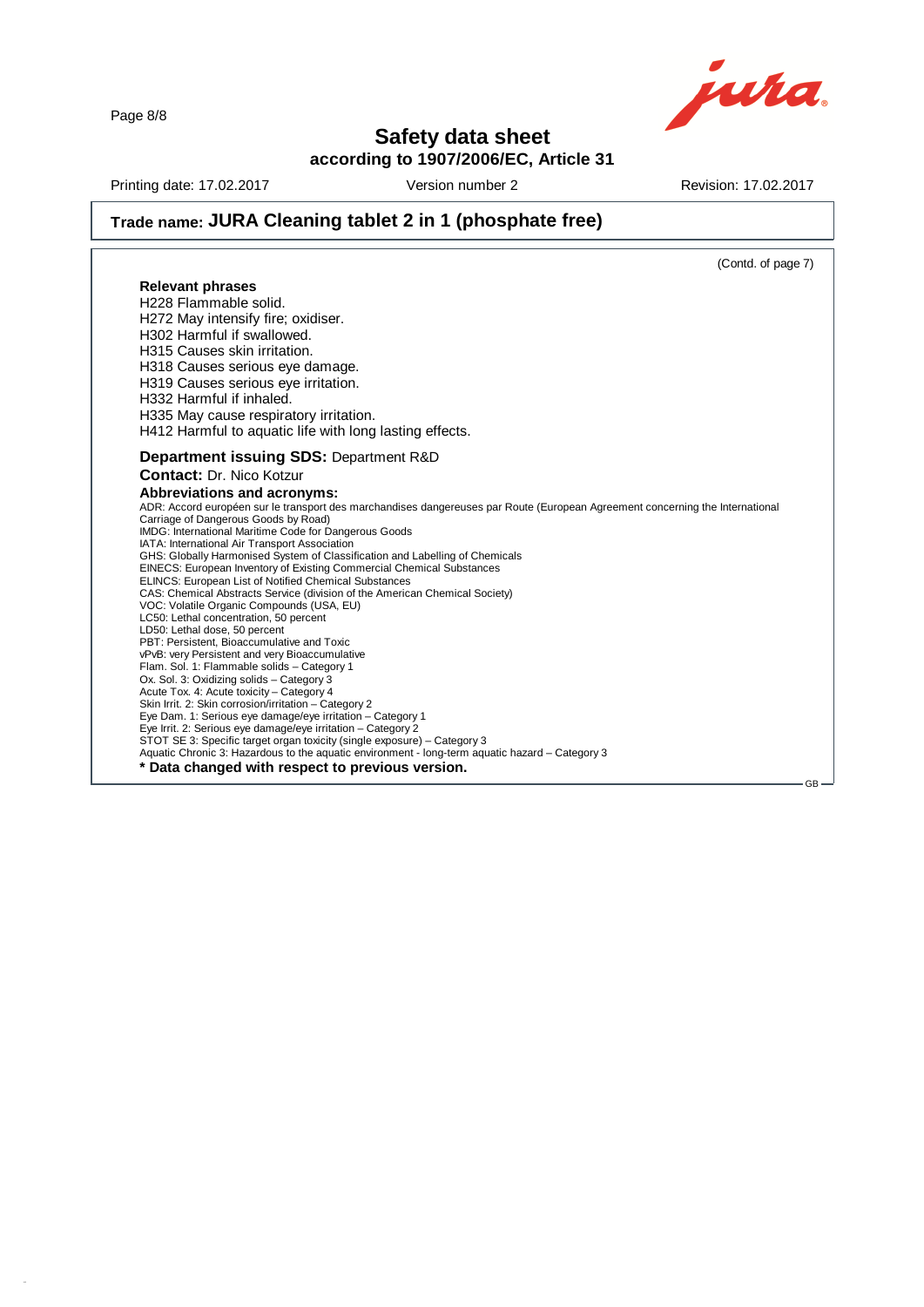(Contd. of page 7)

**Relevant phrases**

H228 Flammable solid.
H272 May intensify fire; oxidiser.
H302 Harmful if swallowed.
H315 Causes skin irritation.
H318 Causes serious eye damage.
H319 Causes serious eye irritation.
H332 Harmful if inhaled.
H335 May cause respiratory irritation.
H412 Harmful to aquatic life with long lasting effects.

**Department issuing SDS:** Department R&D

**Contact:** Dr. Nico Kotzur

**Abbreviations and acronyms:**

ADR: Accord européen sur le transport des marchandises dangereuses par Route (European Agreement concerning the International Carriage of Dangerous Goods by Road)
IMDG: International Maritime Code for Dangerous Goods
IATA: International Air Transport Association
GHS: Globally Harmonised System of Classification and Labelling of Chemicals
EINECS: European Inventory of Existing Commercial Chemical Substances
ELINCS: European List of Notified Chemical Substances
CAS: Chemical Abstracts Service (division of the American Chemical Society)
VOC: Volatile Organic Compounds (USA, EU)
LC50: Lethal concentration, 50 percent
LD50: Lethal dose, 50 percent
PBT: Persistent, Bioaccumulative and Toxic
vPvB: very Persistent and very Bioaccumulative
Flam. Sol. 1: Flammable solids – Category 1
Ox. Sol. 3: Oxidizing solids – Category 3
Acute Tox. 4: Acute toxicity – Category 4
Skin Irrit. 2: Skin corrosion/irritation – Category 2
Eye Dam. 1: Serious eye damage/eye irritation – Category 1
Eye Irrit. 2: Serious eye damage/eye irritation – Category 2
STOT SE 3: Specific target organ toxicity (single exposure) – Category 3
Aquatic Chronic 3: Hazardous to the aquatic environment - long-term aquatic hazard – Category 3

**\* Data changed with respect to previous version.**